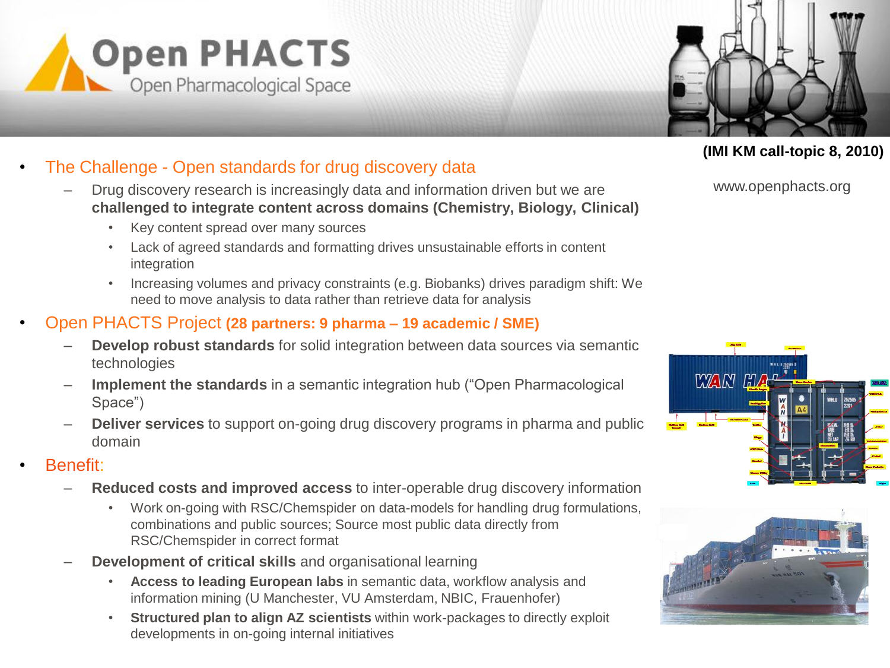# Open PHACTS

Open Pharmacological Space

**(IMI KM call-topic 8, 2010)**

www.openphacts.org

- The Challenge - Open standards for drug discovery data
  - Drug discovery research is increasingly data and information driven but we are **challenged to integrate content across domains (Chemistry, Biology, Clinical)**
    - Key content spread over many sources
    - Lack of agreed standards and formatting drives unsustainable efforts in content integration
    - Increasing volumes and privacy constraints (e.g. Biobanks) drives paradigm shift: We need to move analysis to data rather than retrieve data for analysis
- Open PHACTS Project **(28 partners: 9 pharma – 19 academic / SME)**
  - **Develop robust standards** for solid integration between data sources via semantic technologies
  - **Implement the standards** in a semantic integration hub ("Open Pharmacological Space")
  - **Deliver services** to support on-going drug discovery programs in pharma and public domain
- Benefit:
  - **Reduced costs and improved access** to inter-operable drug discovery information
    - Work on-going with RSC/Chemspider on data-models for handling drug formulations, combinations and public sources; Source most public data directly from RSC/Chemspider in correct format
  - **Development of critical skills** and organisational learning
    - **Access to leading European labs** in semantic data, workflow analysis and information mining (U Manchester, VU Amsterdam, NBIC, Frauenhofer)
    - **Structured plan to align AZ scientists** within work-packages to directly exploit developments in on-going internal initiatives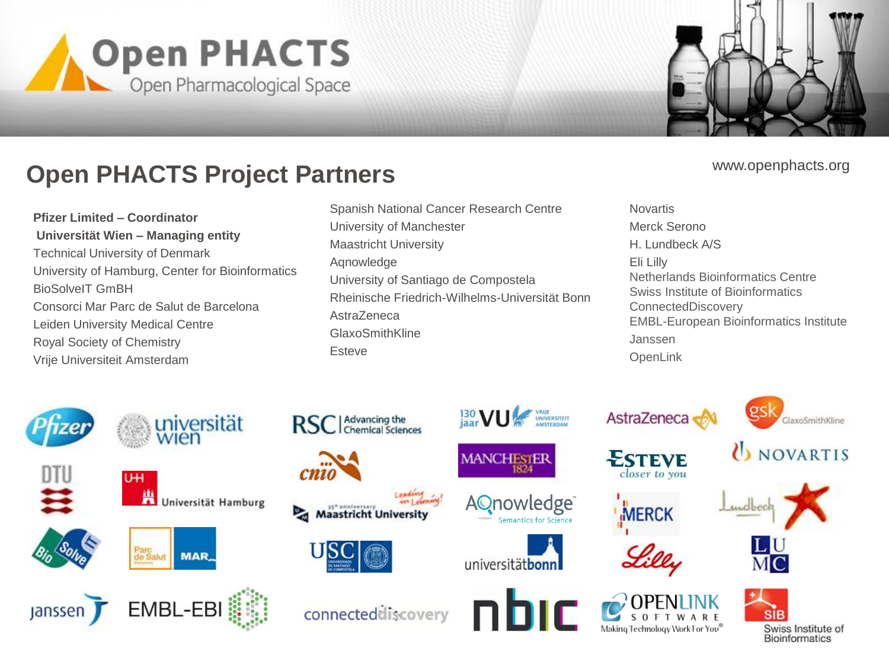# Open PHACTS

Open Pharmacological Space

## Open PHACTS Project Partners

www.openphacts.org

**Pfizer Limited – Coordinator**
**Universität Wien – Managing entity**
Technical University of Denmark
University of Hamburg, Center for Bioinformatics
BioSolveIT GmBH
Consorci Mar Parc de Salut de Barcelona
Leiden University Medical Centre
Royal Society of Chemistry
Vrije Universiteit Amsterdam

Spanish National Cancer Research Centre
University of Manchester
Maastricht University
Aqnowledge
University of Santiago de Compostela
Rheinische Friedrich-Wilhelms-Universität Bonn
AstraZeneca
GlaxoSmithKline
Esteve

Novartis
Merck Serono
H. Lundbeck A/S
Eli Lilly
Netherlands Bioinformatics Centre
Swiss Institute of Bioinformatics
ConnectedDiscovery
EMBL-European Bioinformatics Institute
Janssen
OpenLink